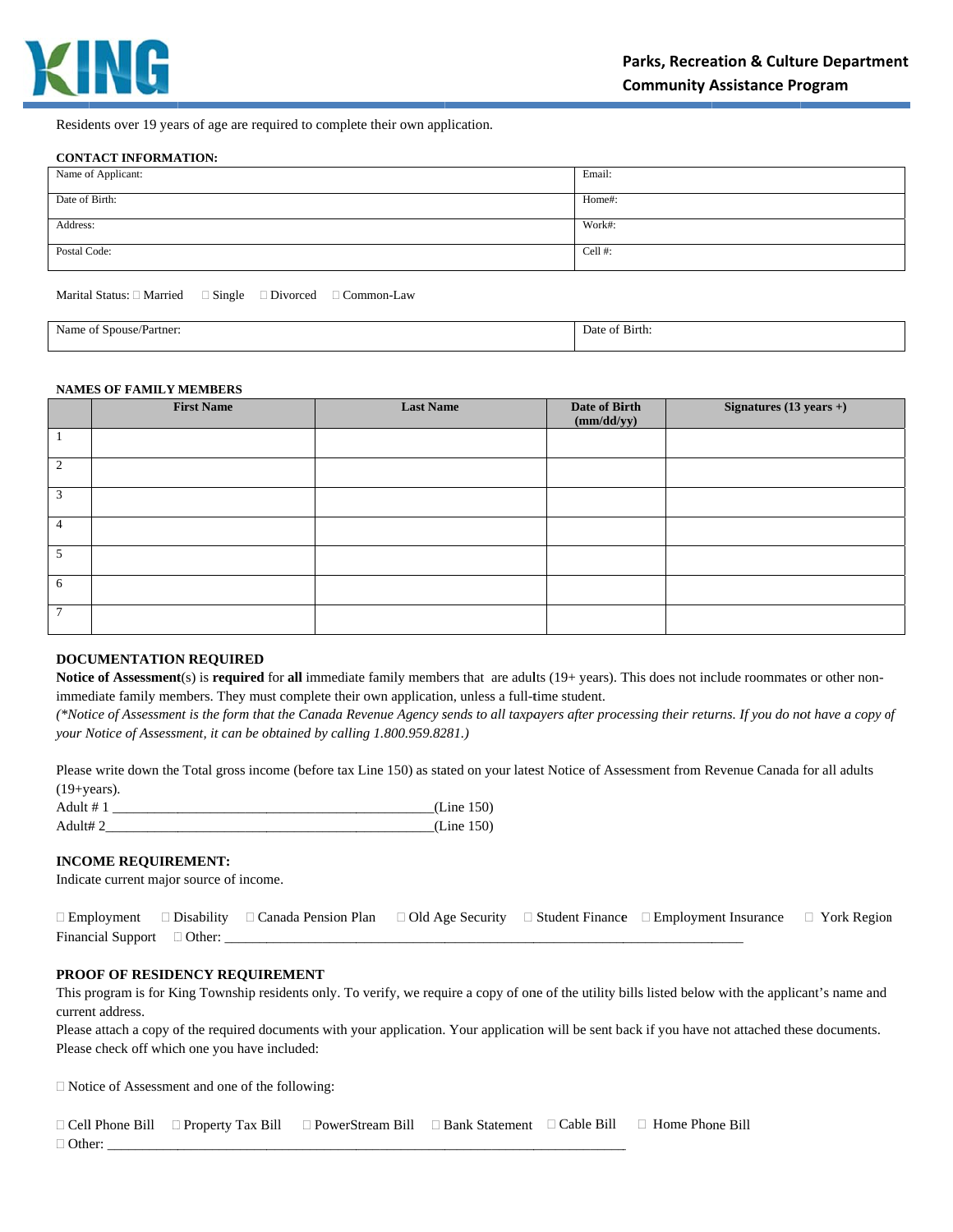KING

**Parks, Recreation & Culture Department**
**Community Assistance Program**

Residents over 19 years of age are required to complete their own application.

**CONTACT INFORMATION:**

| | |
|---|---|
| Name of Applicant: | Email: |
| Date of Birth: | Home#: |
| Address: | Work#: |
| Postal Code: | Cell #: |

Marital Status: ☐ Married ☐ Single ☐ Divorced ☐ Common-Law

| | |
|---|---|
| Name of Spouse/Partner: | Date of Birth: |

**NAMES OF FAMILY MEMBERS**

| | First Name | Last Name | Date of Birth (mm/dd/yy) | Signatures (13 years +) |
|---|---|---|---|---|
| 1 | | | | |
| 2 | | | | |
| 3 | | | | |
| 4 | | | | |
| 5 | | | | |
| 6 | | | | |
| 7 | | | | |

**DOCUMENTATION REQUIRED**

**Notice of Assessment**(s) is **required** for **all** immediate family members that are adults (19+ years). This does not include roommates or other non-immediate family members. They must complete their own application, unless a full-time student.

*(\*Notice of Assessment is the form that the Canada Revenue Agency sends to all taxpayers after processing their returns. If you do not have a copy of your Notice of Assessment, it can be obtained by calling 1.800.959.8281.)*

Please write down the Total gross income (before tax Line 150) as stated on your latest Notice of Assessment from Revenue Canada for all adults (19+years).

Adult # 1 ____________________________________________(Line 150)

Adult# 2_____________________________________________(Line 150)

**INCOME REQUIREMENT:**

Indicate current major source of income.

☐ Employment ☐ Disability ☐ Canada Pension Plan ☐ Old Age Security ☐ Student Finance ☐ Employment Insurance ☐ York Region Financial Support ☐ Other: ________________________________________________________________________

**PROOF OF RESIDENCY REQUIREMENT**

This program is for King Township residents only. To verify, we require a copy of one of the utility bills listed below with the applicant's name and current address.

Please attach a copy of the required documents with your application. Your application will be sent back if you have not attached these documents. Please check off which one you have included:

☐ Notice of Assessment and one of the following:

☐ Cell Phone Bill ☐ Property Tax Bill ☐ PowerStream Bill ☐ Bank Statement ☐ Cable Bill ☐ Home Phone Bill

☐ Other: ________________________________________________________________________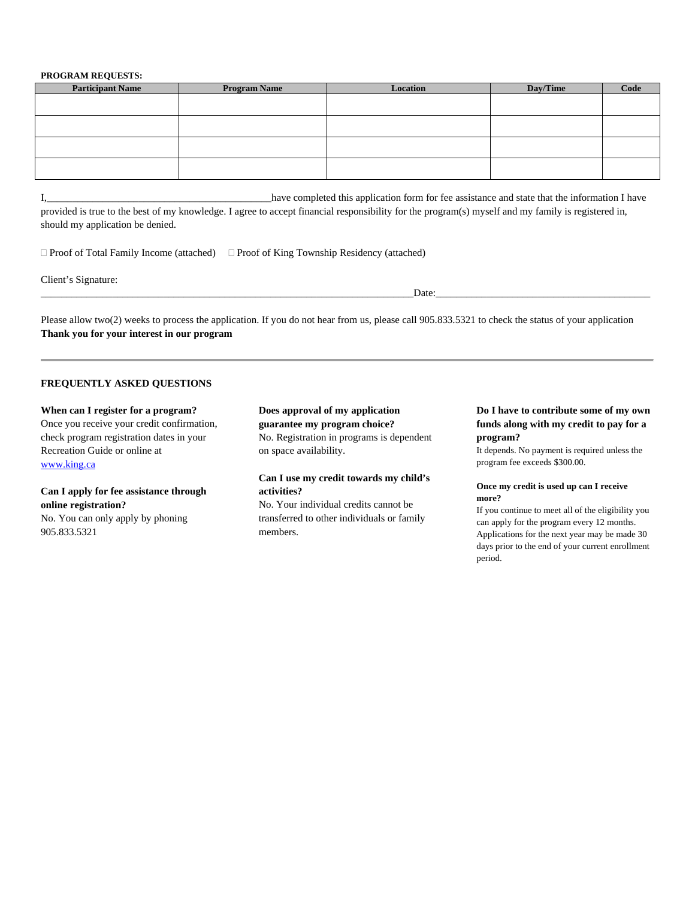**PROGRAM REQUESTS:**

| Participant Name | Program Name | Location | Day/Time | Code |
|---|---|---|---|---|
| | | | | |
| | | | | |
| | | | | |
| | | | | |

I,____________________________________________have completed this application form for fee assistance and state that the information I have provided is true to the best of my knowledge. I agree to accept financial responsibility for the program(s) myself and my family is registered in, should my application be denied.

☐ Proof of Total Family Income (attached)  ☐ Proof of King Township Residency (attached)

Client's Signature: ___________________________________________________________________________Date:__________________________________________

Please allow two(2) weeks to process the application. If you do not hear from us, please call 905.833.5321 to check the status of your application
**Thank you for your interest in our program**

---

**FREQUENTLY ASKED QUESTIONS**

**When can I register for a program?**
Once you receive your credit confirmation, check program registration dates in your Recreation Guide or online at [www.king.ca](http://www.king.ca)

**Can I apply for fee assistance through online registration?**
No. You can only apply by phoning 905.833.5321

**Does approval of my application guarantee my program choice?**
No. Registration in programs is dependent on space availability.

**Can I use my credit towards my child's activities?**
No. Your individual credits cannot be transferred to other individuals or family members.

**Do I have to contribute some of my own funds along with my credit to pay for a program?**
It depends. No payment is required unless the program fee exceeds $300.00.

**Once my credit is used up can I receive more?**
If you continue to meet all of the eligibility you can apply for the program every 12 months. Applications for the next year may be made 30 days prior to the end of your current enrollment period.